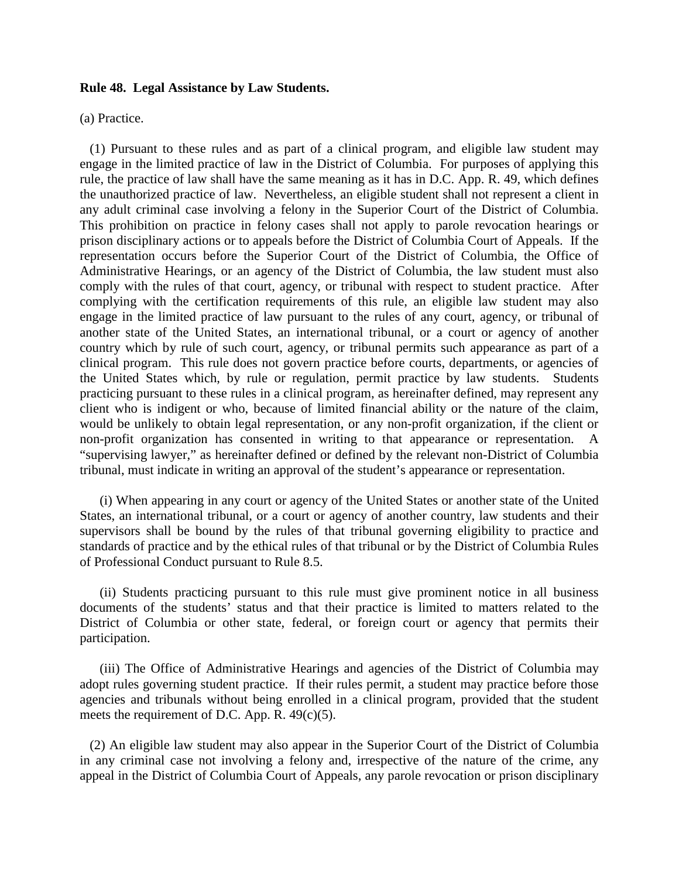**Rule 48. Legal Assistance by Law Students.**

(a) Practice.

(1) Pursuant to these rules and as part of a clinical program, and eligible law student may engage in the limited practice of law in the District of Columbia. For purposes of applying this rule, the practice of law shall have the same meaning as it has in D.C. App. R. 49, which defines the unauthorized practice of law. Nevertheless, an eligible student shall not represent a client in any adult criminal case involving a felony in the Superior Court of the District of Columbia. This prohibition on practice in felony cases shall not apply to parole revocation hearings or prison disciplinary actions or to appeals before the District of Columbia Court of Appeals. If the representation occurs before the Superior Court of the District of Columbia, the Office of Administrative Hearings, or an agency of the District of Columbia, the law student must also comply with the rules of that court, agency, or tribunal with respect to student practice. After complying with the certification requirements of this rule, an eligible law student may also engage in the limited practice of law pursuant to the rules of any court, agency, or tribunal of another state of the United States, an international tribunal, or a court or agency of another country which by rule of such court, agency, or tribunal permits such appearance as part of a clinical program. This rule does not govern practice before courts, departments, or agencies of the United States which, by rule or regulation, permit practice by law students. Students practicing pursuant to these rules in a clinical program, as hereinafter defined, may represent any client who is indigent or who, because of limited financial ability or the nature of the claim, would be unlikely to obtain legal representation, or any non-profit organization, if the client or non-profit organization has consented in writing to that appearance or representation. A "supervising lawyer," as hereinafter defined or defined by the relevant non-District of Columbia tribunal, must indicate in writing an approval of the student's appearance or representation.

(i) When appearing in any court or agency of the United States or another state of the United States, an international tribunal, or a court or agency of another country, law students and their supervisors shall be bound by the rules of that tribunal governing eligibility to practice and standards of practice and by the ethical rules of that tribunal or by the District of Columbia Rules of Professional Conduct pursuant to Rule 8.5.

(ii) Students practicing pursuant to this rule must give prominent notice in all business documents of the students' status and that their practice is limited to matters related to the District of Columbia or other state, federal, or foreign court or agency that permits their participation.

(iii) The Office of Administrative Hearings and agencies of the District of Columbia may adopt rules governing student practice. If their rules permit, a student may practice before those agencies and tribunals without being enrolled in a clinical program, provided that the student meets the requirement of D.C. App. R. 49(c)(5).

(2) An eligible law student may also appear in the Superior Court of the District of Columbia in any criminal case not involving a felony and, irrespective of the nature of the crime, any appeal in the District of Columbia Court of Appeals, any parole revocation or prison disciplinary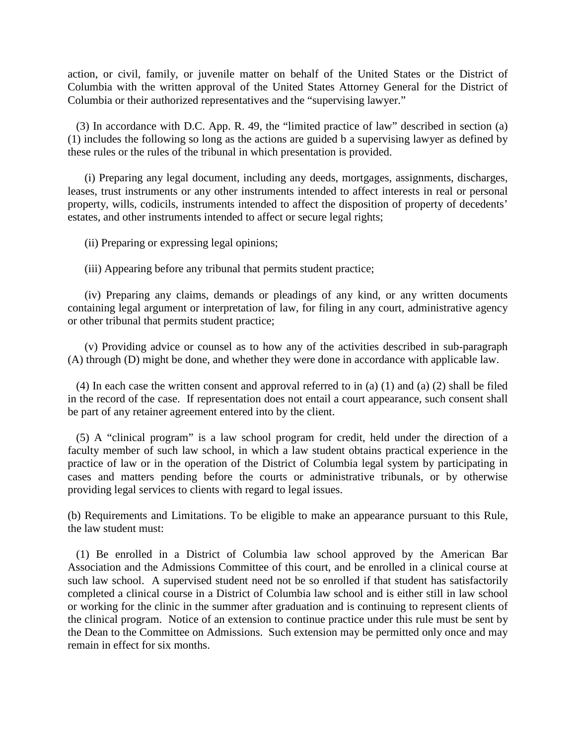action, or civil, family, or juvenile matter on behalf of the United States or the District of Columbia with the written approval of the United States Attorney General for the District of Columbia or their authorized representatives and the "supervising lawyer."

(3) In accordance with D.C. App. R. 49, the "limited practice of law" described in section (a)(1) includes the following so long as the actions are guided b a supervising lawyer as defined by these rules or the rules of the tribunal in which presentation is provided.

(i) Preparing any legal document, including any deeds, mortgages, assignments, discharges, leases, trust instruments or any other instruments intended to affect interests in real or personal property, wills, codicils, instruments intended to affect the disposition of property of decedents' estates, and other instruments intended to affect or secure legal rights;

(ii) Preparing or expressing legal opinions;

(iii) Appearing before any tribunal that permits student practice;

(iv) Preparing any claims, demands or pleadings of any kind, or any written documents containing legal argument or interpretation of law, for filing in any court, administrative agency or other tribunal that permits student practice;

(v) Providing advice or counsel as to how any of the activities described in sub-paragraph (A) through (D) might be done, and whether they were done in accordance with applicable law.

(4) In each case the written consent and approval referred to in (a) (1) and (a) (2) shall be filed in the record of the case. If representation does not entail a court appearance, such consent shall be part of any retainer agreement entered into by the client.

(5) A "clinical program" is a law school program for credit, held under the direction of a faculty member of such law school, in which a law student obtains practical experience in the practice of law or in the operation of the District of Columbia legal system by participating in cases and matters pending before the courts or administrative tribunals, or by otherwise providing legal services to clients with regard to legal issues.

(b) Requirements and Limitations. To be eligible to make an appearance pursuant to this Rule, the law student must:

(1) Be enrolled in a District of Columbia law school approved by the American Bar Association and the Admissions Committee of this court, and be enrolled in a clinical course at such law school. A supervised student need not be so enrolled if that student has satisfactorily completed a clinical course in a District of Columbia law school and is either still in law school or working for the clinic in the summer after graduation and is continuing to represent clients of the clinical program. Notice of an extension to continue practice under this rule must be sent by the Dean to the Committee on Admissions. Such extension may be permitted only once and may remain in effect for six months.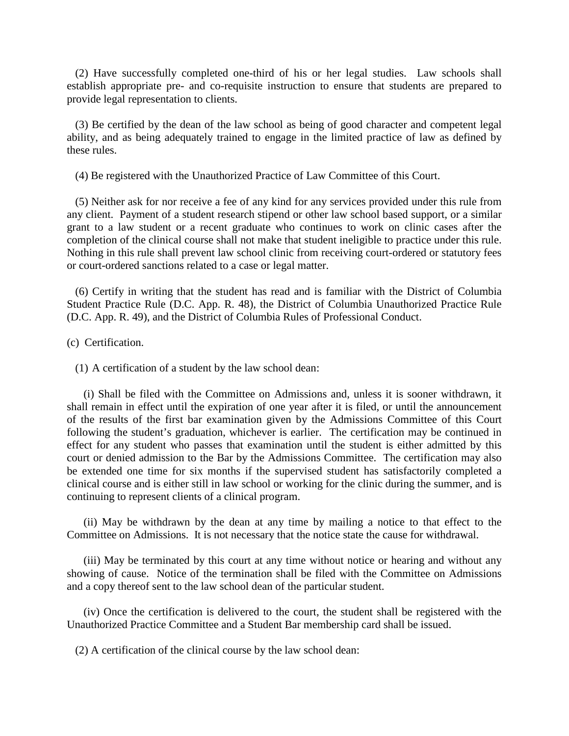(2) Have successfully completed one-third of his or her legal studies. Law schools shall establish appropriate pre- and co-requisite instruction to ensure that students are prepared to provide legal representation to clients.

(3) Be certified by the dean of the law school as being of good character and competent legal ability, and as being adequately trained to engage in the limited practice of law as defined by these rules.

(4) Be registered with the Unauthorized Practice of Law Committee of this Court.

(5) Neither ask for nor receive a fee of any kind for any services provided under this rule from any client. Payment of a student research stipend or other law school based support, or a similar grant to a law student or a recent graduate who continues to work on clinic cases after the completion of the clinical course shall not make that student ineligible to practice under this rule. Nothing in this rule shall prevent law school clinic from receiving court-ordered or statutory fees or court-ordered sanctions related to a case or legal matter.

(6) Certify in writing that the student has read and is familiar with the District of Columbia Student Practice Rule (D.C. App. R. 48), the District of Columbia Unauthorized Practice Rule (D.C. App. R. 49), and the District of Columbia Rules of Professional Conduct.

(c) Certification.

(1) A certification of a student by the law school dean:

(i) Shall be filed with the Committee on Admissions and, unless it is sooner withdrawn, it shall remain in effect until the expiration of one year after it is filed, or until the announcement of the results of the first bar examination given by the Admissions Committee of this Court following the student's graduation, whichever is earlier. The certification may be continued in effect for any student who passes that examination until the student is either admitted by this court or denied admission to the Bar by the Admissions Committee. The certification may also be extended one time for six months if the supervised student has satisfactorily completed a clinical course and is either still in law school or working for the clinic during the summer, and is continuing to represent clients of a clinical program.

(ii) May be withdrawn by the dean at any time by mailing a notice to that effect to the Committee on Admissions. It is not necessary that the notice state the cause for withdrawal.

(iii) May be terminated by this court at any time without notice or hearing and without any showing of cause. Notice of the termination shall be filed with the Committee on Admissions and a copy thereof sent to the law school dean of the particular student.

(iv) Once the certification is delivered to the court, the student shall be registered with the Unauthorized Practice Committee and a Student Bar membership card shall be issued.

(2) A certification of the clinical course by the law school dean: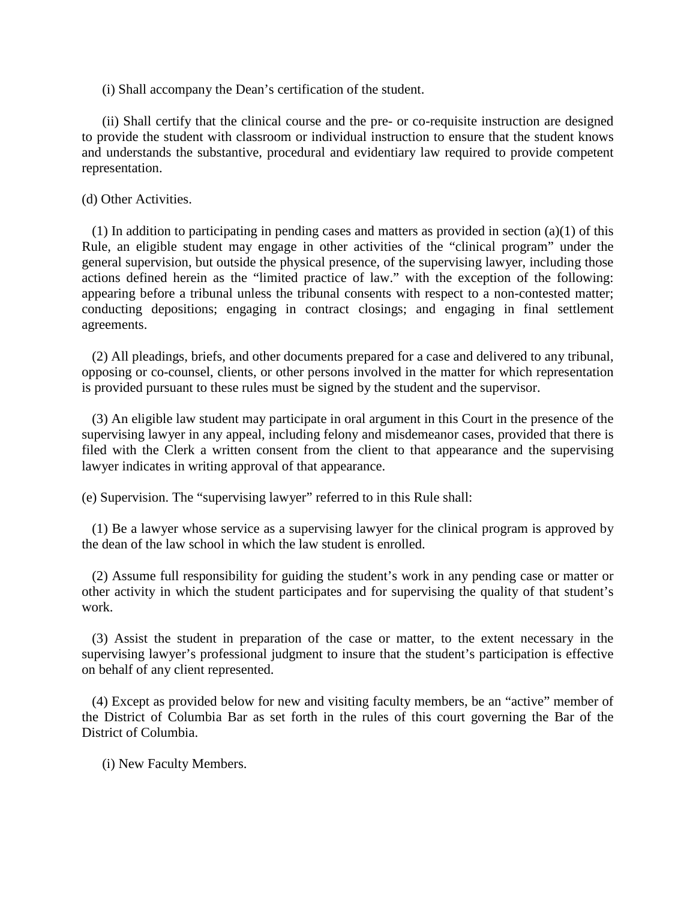(i) Shall accompany the Dean's certification of the student.

(ii) Shall certify that the clinical course and the pre- or co-requisite instruction are designed to provide the student with classroom or individual instruction to ensure that the student knows and understands the substantive, procedural and evidentiary law required to provide competent representation.

(d) Other Activities.

(1) In addition to participating in pending cases and matters as provided in section (a)(1) of this Rule, an eligible student may engage in other activities of the "clinical program" under the general supervision, but outside the physical presence, of the supervising lawyer, including those actions defined herein as the "limited practice of law." with the exception of the following: appearing before a tribunal unless the tribunal consents with respect to a non-contested matter; conducting depositions; engaging in contract closings; and engaging in final settlement agreements.

(2) All pleadings, briefs, and other documents prepared for a case and delivered to any tribunal, opposing or co-counsel, clients, or other persons involved in the matter for which representation is provided pursuant to these rules must be signed by the student and the supervisor.

(3) An eligible law student may participate in oral argument in this Court in the presence of the supervising lawyer in any appeal, including felony and misdemeanor cases, provided that there is filed with the Clerk a written consent from the client to that appearance and the supervising lawyer indicates in writing approval of that appearance.

(e) Supervision. The "supervising lawyer" referred to in this Rule shall:

(1) Be a lawyer whose service as a supervising lawyer for the clinical program is approved by the dean of the law school in which the law student is enrolled.

(2) Assume full responsibility for guiding the student's work in any pending case or matter or other activity in which the student participates and for supervising the quality of that student's work.

(3) Assist the student in preparation of the case or matter, to the extent necessary in the supervising lawyer's professional judgment to insure that the student's participation is effective on behalf of any client represented.

(4) Except as provided below for new and visiting faculty members, be an "active" member of the District of Columbia Bar as set forth in the rules of this court governing the Bar of the District of Columbia.

(i) New Faculty Members.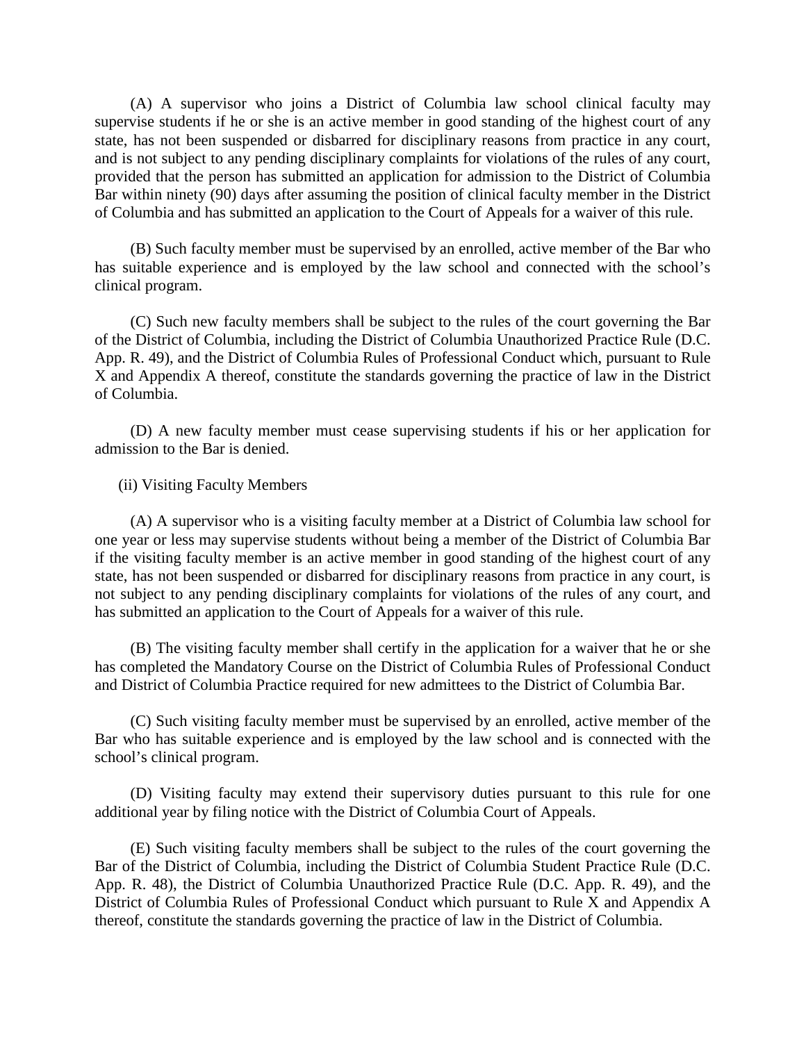(A) A supervisor who joins a District of Columbia law school clinical faculty may supervise students if he or she is an active member in good standing of the highest court of any state, has not been suspended or disbarred for disciplinary reasons from practice in any court, and is not subject to any pending disciplinary complaints for violations of the rules of any court, provided that the person has submitted an application for admission to the District of Columbia Bar within ninety (90) days after assuming the position of clinical faculty member in the District of Columbia and has submitted an application to the Court of Appeals for a waiver of this rule.

(B) Such faculty member must be supervised by an enrolled, active member of the Bar who has suitable experience and is employed by the law school and connected with the school's clinical program.

(C) Such new faculty members shall be subject to the rules of the court governing the Bar of the District of Columbia, including the District of Columbia Unauthorized Practice Rule (D.C. App. R. 49), and the District of Columbia Rules of Professional Conduct which, pursuant to Rule X and Appendix A thereof, constitute the standards governing the practice of law in the District of Columbia.

(D) A new faculty member must cease supervising students if his or her application for admission to the Bar is denied.

(ii) Visiting Faculty Members

(A) A supervisor who is a visiting faculty member at a District of Columbia law school for one year or less may supervise students without being a member of the District of Columbia Bar if the visiting faculty member is an active member in good standing of the highest court of any state, has not been suspended or disbarred for disciplinary reasons from practice in any court, is not subject to any pending disciplinary complaints for violations of the rules of any court, and has submitted an application to the Court of Appeals for a waiver of this rule.

(B) The visiting faculty member shall certify in the application for a waiver that he or she has completed the Mandatory Course on the District of Columbia Rules of Professional Conduct and District of Columbia Practice required for new admittees to the District of Columbia Bar.

(C) Such visiting faculty member must be supervised by an enrolled, active member of the Bar who has suitable experience and is employed by the law school and is connected with the school's clinical program.

(D) Visiting faculty may extend their supervisory duties pursuant to this rule for one additional year by filing notice with the District of Columbia Court of Appeals.

(E) Such visiting faculty members shall be subject to the rules of the court governing the Bar of the District of Columbia, including the District of Columbia Student Practice Rule (D.C. App. R. 48), the District of Columbia Unauthorized Practice Rule (D.C. App. R. 49), and the District of Columbia Rules of Professional Conduct which pursuant to Rule X and Appendix A thereof, constitute the standards governing the practice of law in the District of Columbia.